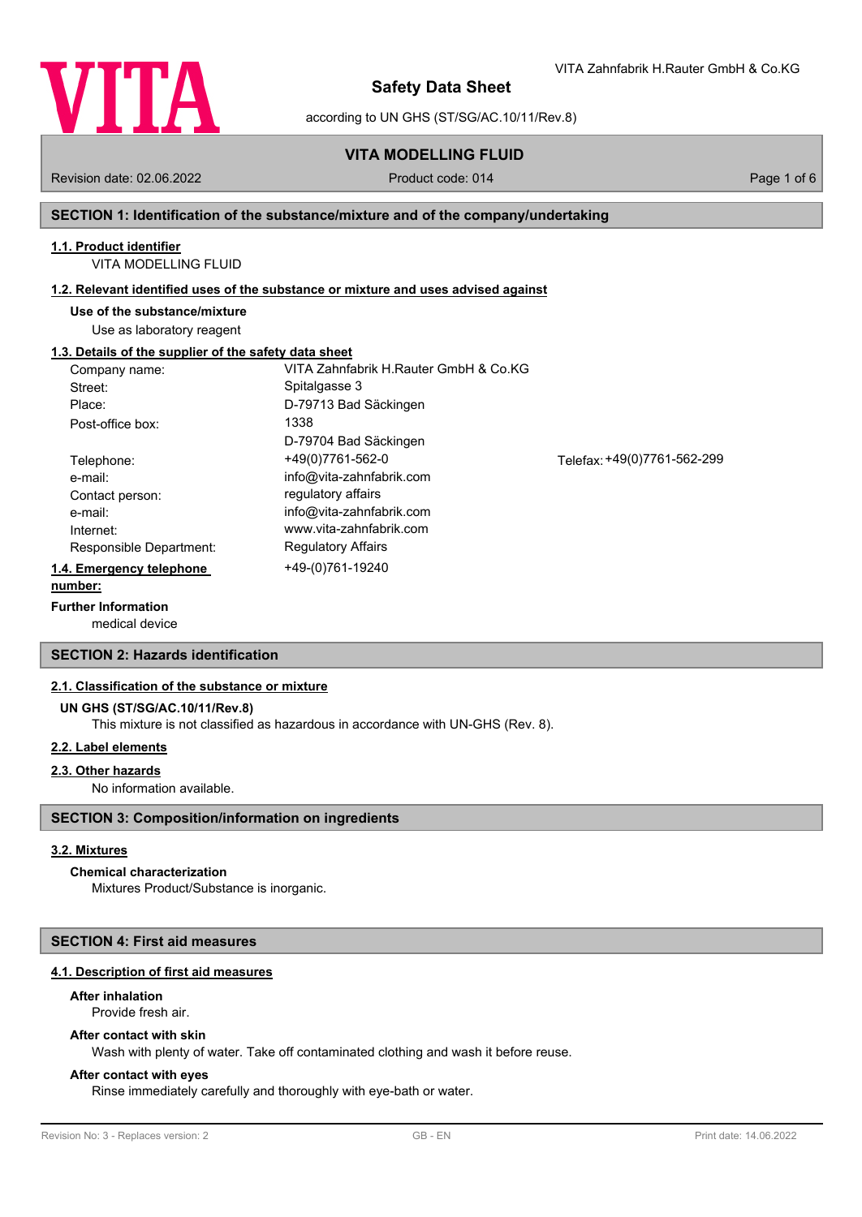# Safety Data Sheet

according to UN GHS (ST/SG/AC.10/11/Rev.8)

VITA Zahnfabrik H.Rauter GmbH & Co.KG

**VITA MODELLING FLUID**

Revision date: 02.06.2022 | Product code: 014

## SECTION 1: Identification of the substance/mixture and of the company/undertaking

### 1.1. Product identifier

VITA MODELLING FLUID

### 1.2. Relevant identified uses of the substance or mixture and uses advised against

**Use of the substance/mixture**

Use as laboratory reagent

### 1.3. Details of the supplier of the safety data sheet

| | | |
|---|---|---|
| Company name: | VITA Zahnfabrik H.Rauter GmbH & Co.KG | |
| Street: | Spitalgasse 3 | |
| Place: | D-79713 Bad Säckingen | |
| Post-office box: | 1338<br>D-79704 Bad Säckingen | |
| Telephone: | +49(0)7761-562-0 | Telefax: +49(0)7761-562-299 |
| e-mail: | info@vita-zahnfabrik.com | |
| Contact person: | regulatory affairs | |
| e-mail: | info@vita-zahnfabrik.com | |
| Internet: | www.vita-zahnfabrik.com | |
| Responsible Department: | Regulatory Affairs | |

### 1.4. Emergency telephone number:

+49-(0)761-19240

**Further Information**

medical device

## SECTION 2: Hazards identification

### 2.1. Classification of the substance or mixture

**UN GHS (ST/SG/AC.10/11/Rev.8)**

This mixture is not classified as hazardous in accordance with UN-GHS (Rev. 8).

### 2.2. Label elements

### 2.3. Other hazards

No information available.

## SECTION 3: Composition/information on ingredients

### 3.2. Mixtures

**Chemical characterization**

Mixtures Product/Substance is inorganic.

## SECTION 4: First aid measures

### 4.1. Description of first aid measures

**After inhalation**

Provide fresh air.

**After contact with skin**

Wash with plenty of water. Take off contaminated clothing and wash it before reuse.

**After contact with eyes**

Rinse immediately carefully and thoroughly with eye-bath or water.

Revision No: 3 - Replaces version: 2 | GB - EN | Print date: 14.06.2022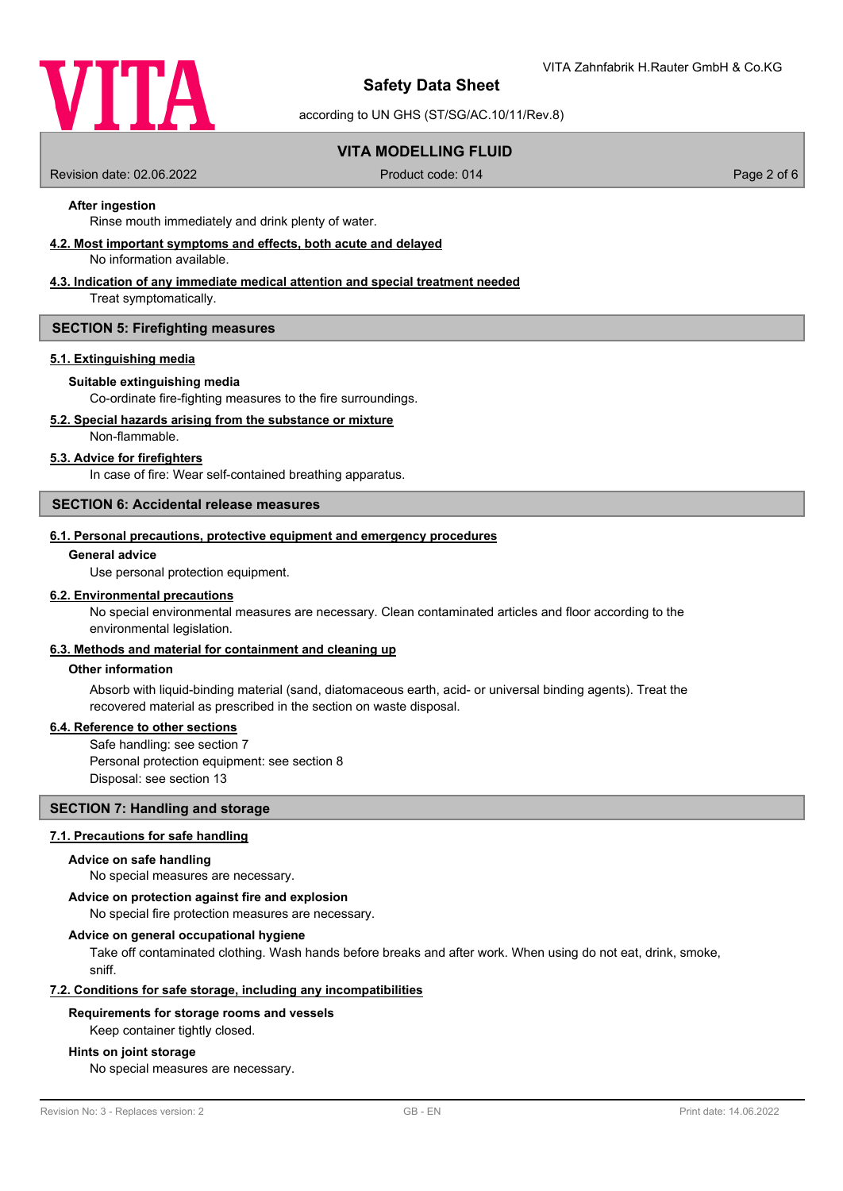#### After ingestion

Rinse mouth immediately and drink plenty of water.

### 4.2. Most important symptoms and effects, both acute and delayed

No information available.

### 4.3. Indication of any immediate medical attention and special treatment needed

Treat symptomatically.

## SECTION 5: Firefighting measures

### 5.1. Extinguishing media

#### Suitable extinguishing media

Co-ordinate fire-fighting measures to the fire surroundings.

### 5.2. Special hazards arising from the substance or mixture

Non-flammable.

### 5.3. Advice for firefighters

In case of fire: Wear self-contained breathing apparatus.

## SECTION 6: Accidental release measures

### 6.1. Personal precautions, protective equipment and emergency procedures

#### General advice

Use personal protection equipment.

### 6.2. Environmental precautions

No special environmental measures are necessary. Clean contaminated articles and floor according to the environmental legislation.

### 6.3. Methods and material for containment and cleaning up

#### Other information

Absorb with liquid-binding material (sand, diatomaceous earth, acid- or universal binding agents). Treat the recovered material as prescribed in the section on waste disposal.

### 6.4. Reference to other sections

Safe handling: see section 7
Personal protection equipment: see section 8
Disposal: see section 13

## SECTION 7: Handling and storage

### 7.1. Precautions for safe handling

#### Advice on safe handling

No special measures are necessary.

#### Advice on protection against fire and explosion

No special fire protection measures are necessary.

#### Advice on general occupational hygiene

Take off contaminated clothing. Wash hands before breaks and after work. When using do not eat, drink, smoke, sniff.

### 7.2. Conditions for safe storage, including any incompatibilities

#### Requirements for storage rooms and vessels

Keep container tightly closed.

#### Hints on joint storage

No special measures are necessary.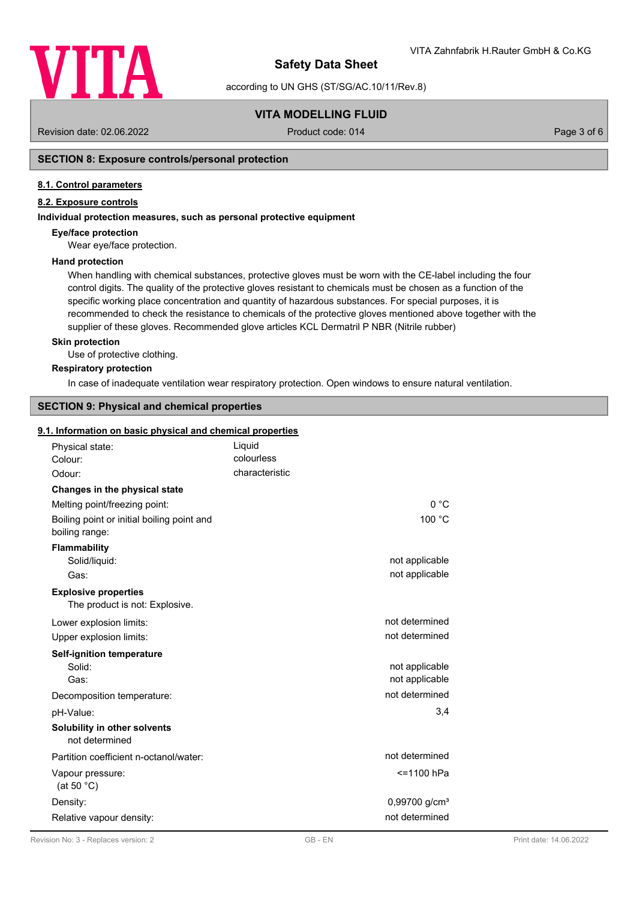## SECTION 8: Exposure controls/personal protection

### 8.1. Control parameters

### 8.2. Exposure controls

**Individual protection measures, such as personal protective equipment**

**Eye/face protection**

Wear eye/face protection.

**Hand protection**

When handling with chemical substances, protective gloves must be worn with the CE-label including the four control digits. The quality of the protective gloves resistant to chemicals must be chosen as a function of the specific working place concentration and quantity of hazardous substances. For special purposes, it is recommended to check the resistance to chemicals of the protective gloves mentioned above together with the supplier of these gloves. Recommended glove articles KCL Dermatril P NBR (Nitrile rubber)

**Skin protection**

Use of protective clothing.

**Respiratory protection**

In case of inadequate ventilation wear respiratory protection. Open windows to ensure natural ventilation.

## SECTION 9: Physical and chemical properties

### 9.1. Information on basic physical and chemical properties

| | |
|---|---|
| Physical state: | Liquid |
| Colour: | colourless |
| Odour: | characteristic |

**Changes in the physical state**

| | |
|---|---|
| Melting point/freezing point: | 0 °C |
| Boiling point or initial boiling point and boiling range: | 100 °C |

**Flammability**

| | |
|---|---|
| Solid/liquid: | not applicable |
| Gas: | not applicable |

**Explosive properties**

The product is not: Explosive.

| | |
|---|---|
| Lower explosion limits: | not determined |
| Upper explosion limits: | not determined |

**Self-ignition temperature**

| | |
|---|---|
| Solid: | not applicable |
| Gas: | not applicable |
| Decomposition temperature: | not determined |
| pH-Value: | 3,4 |

**Solubility in other solvents**

not determined

| | |
|---|---|
| Partition coefficient n-octanol/water: | not determined |
| Vapour pressure: (at 50 °C) | <=1100 hPa |
| Density: | 0,99700 g/cm³ |
| Relative vapour density: | not determined |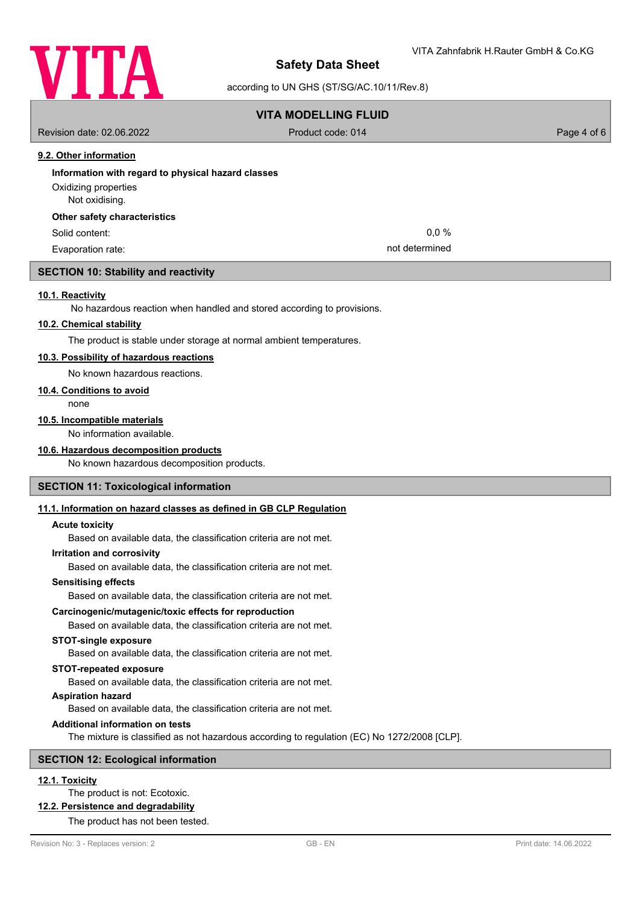### 9.2. Other information

**Information with regard to physical hazard classes**

Oxidizing properties
Not oxidising.

**Other safety characteristics**

| | |
|---|---|
| Solid content: | 0,0 % |
| Evaporation rate: | not determined |

## SECTION 10: Stability and reactivity

### 10.1. Reactivity

No hazardous reaction when handled and stored according to provisions.

### 10.2. Chemical stability

The product is stable under storage at normal ambient temperatures.

### 10.3. Possibility of hazardous reactions

No known hazardous reactions.

### 10.4. Conditions to avoid

none

### 10.5. Incompatible materials

No information available.

### 10.6. Hazardous decomposition products

No known hazardous decomposition products.

## SECTION 11: Toxicological information

### 11.1. Information on hazard classes as defined in GB CLP Regulation

**Acute toxicity**

Based on available data, the classification criteria are not met.

**Irritation and corrosivity**

Based on available data, the classification criteria are not met.

**Sensitising effects**

Based on available data, the classification criteria are not met.

**Carcinogenic/mutagenic/toxic effects for reproduction**

Based on available data, the classification criteria are not met.

**STOT-single exposure**

Based on available data, the classification criteria are not met.

**STOT-repeated exposure**

Based on available data, the classification criteria are not met.

**Aspiration hazard**

Based on available data, the classification criteria are not met.

**Additional information on tests**

The mixture is classified as not hazardous according to regulation (EC) No 1272/2008 [CLP].

## SECTION 12: Ecological information

### 12.1. Toxicity

The product is not: Ecotoxic.

### 12.2. Persistence and degradability

The product has not been tested.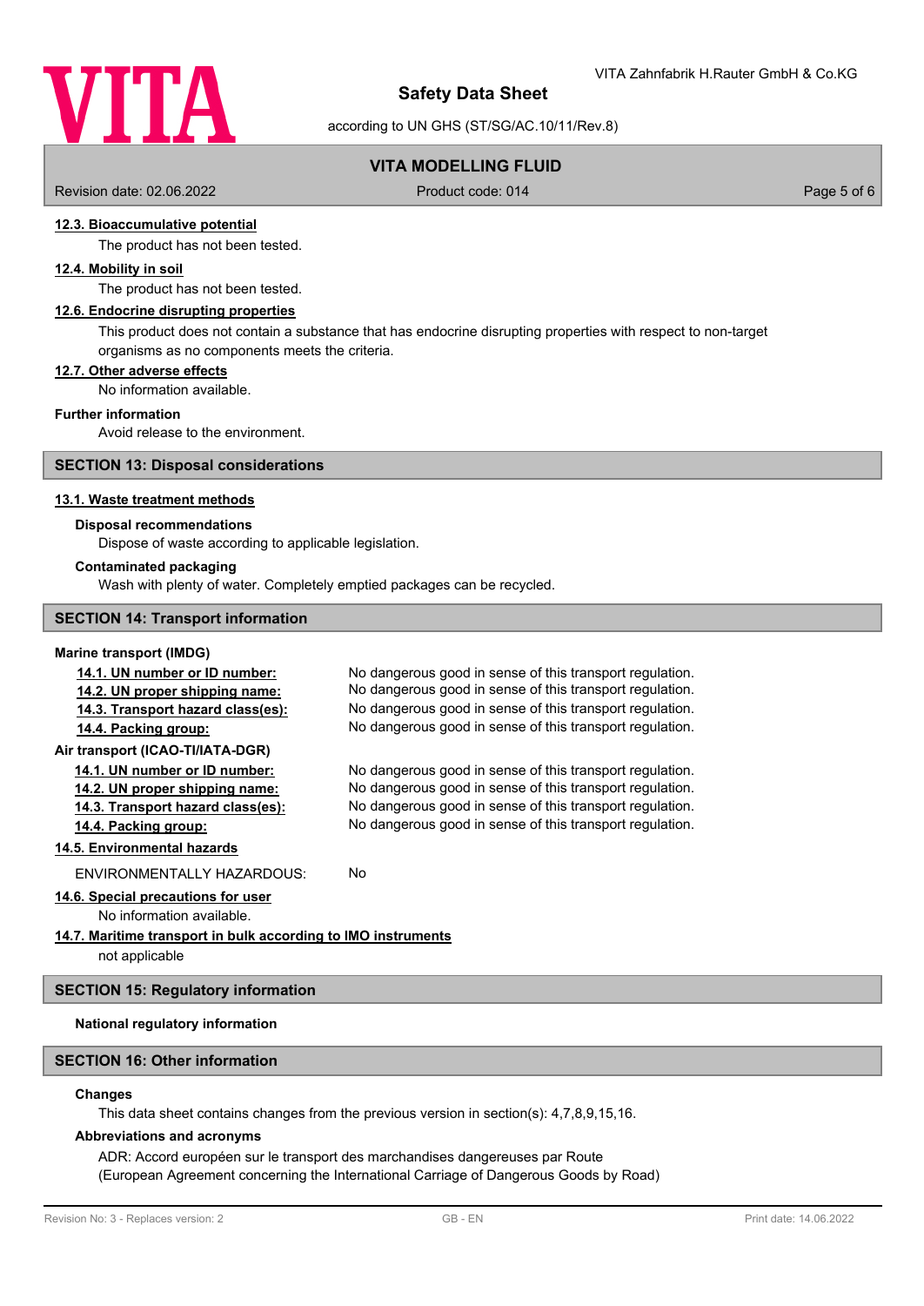#### 12.3. Bioaccumulative potential

The product has not been tested.

#### 12.4. Mobility in soil

The product has not been tested.

#### 12.6. Endocrine disrupting properties

This product does not contain a substance that has endocrine disrupting properties with respect to non-target organisms as no components meets the criteria.

#### 12.7. Other adverse effects

No information available.

**Further information**

Avoid release to the environment.

## SECTION 13: Disposal considerations

#### 13.1. Waste treatment methods

**Disposal recommendations**

Dispose of waste according to applicable legislation.

**Contaminated packaging**

Wash with plenty of water. Completely emptied packages can be recycled.

## SECTION 14: Transport information

**Marine transport (IMDG)**

| | |
|---|---|
| **14.1. UN number or ID number:** | No dangerous good in sense of this transport regulation. |
| **14.2. UN proper shipping name:** | No dangerous good in sense of this transport regulation. |
| **14.3. Transport hazard class(es):** | No dangerous good in sense of this transport regulation. |
| **14.4. Packing group:** | No dangerous good in sense of this transport regulation. |

**Air transport (ICAO-TI/IATA-DGR)**

| | |
|---|---|
| **14.1. UN number or ID number:** | No dangerous good in sense of this transport regulation. |
| **14.2. UN proper shipping name:** | No dangerous good in sense of this transport regulation. |
| **14.3. Transport hazard class(es):** | No dangerous good in sense of this transport regulation. |
| **14.4. Packing group:** | No dangerous good in sense of this transport regulation. |

#### 14.5. Environmental hazards

ENVIRONMENTALLY HAZARDOUS: No

#### 14.6. Special precautions for user

No information available.

#### 14.7. Maritime transport in bulk according to IMO instruments

not applicable

## SECTION 15: Regulatory information

**National regulatory information**

## SECTION 16: Other information

**Changes**

This data sheet contains changes from the previous version in section(s): 4,7,8,9,15,16.

**Abbreviations and acronyms**

ADR: Accord européen sur le transport des marchandises dangereuses par Route
(European Agreement concerning the International Carriage of Dangerous Goods by Road)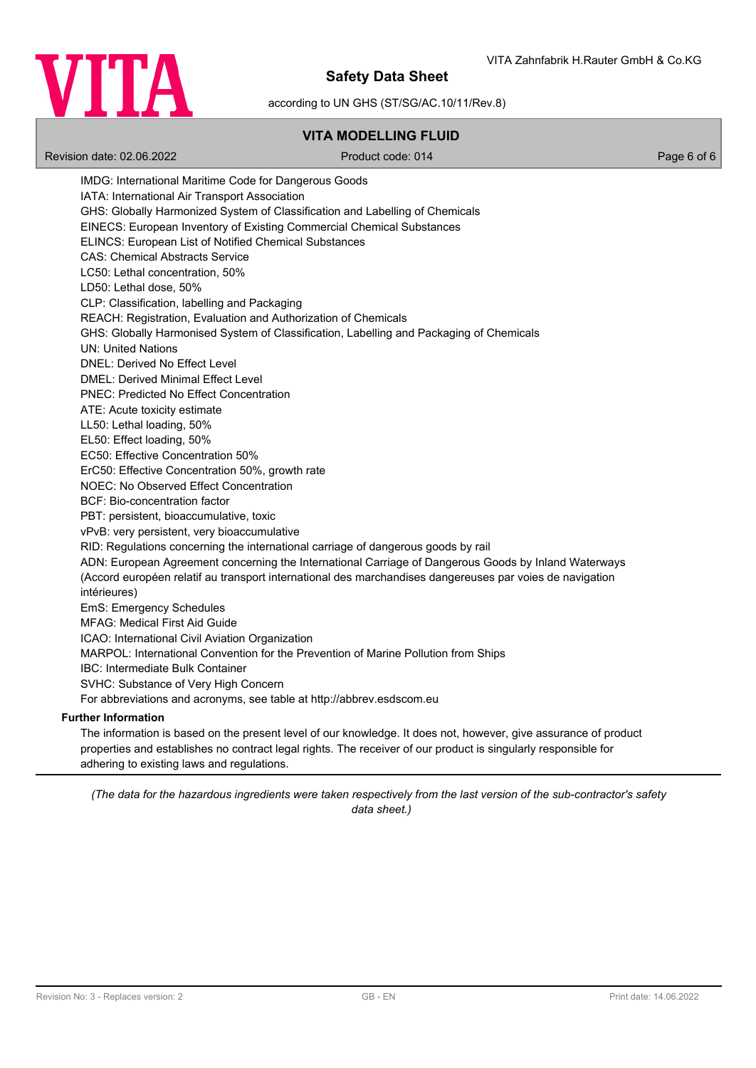IMDG: International Maritime Code for Dangerous Goods
IATA: International Air Transport Association
GHS: Globally Harmonized System of Classification and Labelling of Chemicals
EINECS: European Inventory of Existing Commercial Chemical Substances
ELINCS: European List of Notified Chemical Substances
CAS: Chemical Abstracts Service
LC50: Lethal concentration, 50%
LD50: Lethal dose, 50%
CLP: Classification, labelling and Packaging
REACH: Registration, Evaluation and Authorization of Chemicals
GHS: Globally Harmonised System of Classification, Labelling and Packaging of Chemicals
UN: United Nations
DNEL: Derived No Effect Level
DMEL: Derived Minimal Effect Level
PNEC: Predicted No Effect Concentration
ATE: Acute toxicity estimate
LL50: Lethal loading, 50%
EL50: Effect loading, 50%
EC50: Effective Concentration 50%
ErC50: Effective Concentration 50%, growth rate
NOEC: No Observed Effect Concentration
BCF: Bio-concentration factor
PBT: persistent, bioaccumulative, toxic
vPvB: very persistent, very bioaccumulative
RID: Regulations concerning the international carriage of dangerous goods by rail
ADN: European Agreement concerning the International Carriage of Dangerous Goods by Inland Waterways (Accord européen relatif au transport international des marchandises dangereuses par voies de navigation intérieures)
EmS: Emergency Schedules
MFAG: Medical First Aid Guide
ICAO: International Civil Aviation Organization
MARPOL: International Convention for the Prevention of Marine Pollution from Ships
IBC: Intermediate Bulk Container
SVHC: Substance of Very High Concern
For abbreviations and acronyms, see table at http://abbrev.esdscom.eu

**Further Information**

The information is based on the present level of our knowledge. It does not, however, give assurance of product properties and establishes no contract legal rights. The receiver of our product is singularly responsible for adhering to existing laws and regulations.

*(The data for the hazardous ingredients were taken respectively from the last version of the sub-contractor's safety data sheet.)*